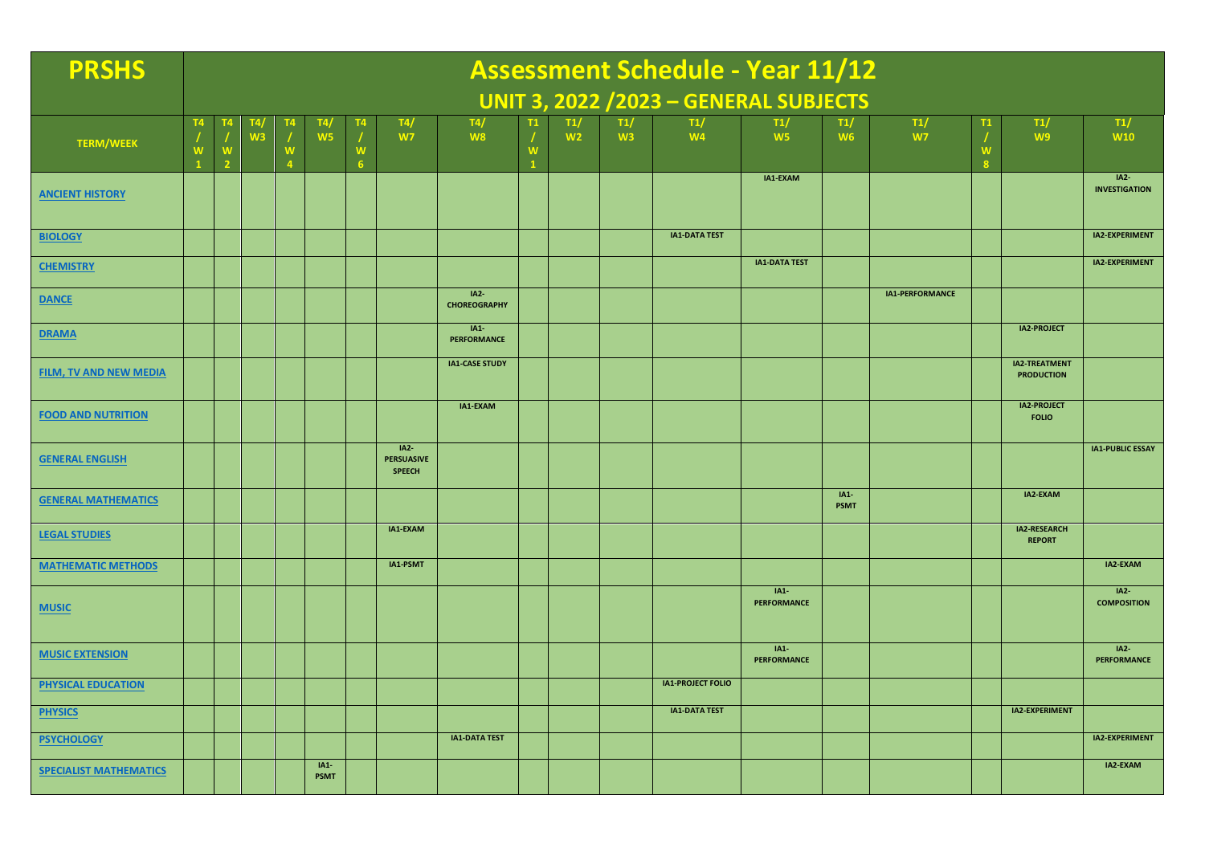# PRSHS

## Assessment Schedule - Year 11/12

### UNIT 3, 2022 /2023 – GENERAL SUBJECTS

| TERM/WEEK | T4/W1 | T4/W2 | T4/W3 | T4/W4 | T4/W5 | T4/W6 | T4/W7 | T4/W8 | T1/W1 | T1/W2 | T1/W3 | T1/W4 | T1/W5 | T1/W6 | T1/W7 | T1/W8 | T1/W9 | T1/W10 |
|---|---|---|---|---|---|---|---|---|---|---|---|---|---|---|---|---|---|---|
| ANCIENT HISTORY | | | | | | | | | | | | | IA1-EXAM | | | | | IA2-INVESTIGATION |
| BIOLOGY | | | | | | | | | | | | IA1-DATA TEST | | | | | | IA2-EXPERIMENT |
| CHEMISTRY | | | | | | | | | | | | | IA1-DATA TEST | | | | | IA2-EXPERIMENT |
| DANCE | | | | | | | | IA2-CHOREOGRAPHY | | | | | | | IA1-PERFORMANCE | | | |
| DRAMA | | | | | | | | IA1-PERFORMANCE | | | | | | | | | IA2-PROJECT | |
| FILM, TV AND NEW MEDIA | | | | | | | | IA1-CASE STUDY | | | | | | | | | IA2-TREATMENT PRODUCTION | |
| FOOD AND NUTRITION | | | | | | | | IA1-EXAM | | | | | | | | | IA2-PROJECT FOLIO | |
| GENERAL ENGLISH | | | | | | | IA2-PERSUASIVE SPEECH | | | | | | | | | | | IA1-PUBLIC ESSAY |
| GENERAL MATHEMATICS | | | | | | | | | | | | | | IA1-PSMT | | | IA2-EXAM | |
| LEGAL STUDIES | | | | | | | IA1-EXAM | | | | | | | | | | IA2-RESEARCH REPORT | |
| MATHEMATIC METHODS | | | | | | | IA1-PSMT | | | | | | | | | | | IA2-EXAM |
| MUSIC | | | | | | | | | | | | | IA1-PERFORMANCE | | | | | IA2-COMPOSITION |
| MUSIC EXTENSION | | | | | | | | | | | | | IA1-PERFORMANCE | | | | | IA2-PERFORMANCE |
| PHYSICAL EDUCATION | | | | | | | | | | | | IA1-PROJECT FOLIO | | | | | | |
| PHYSICS | | | | | | | | | | | | IA1-DATA TEST | | | | | IA2-EXPERIMENT | |
| PSYCHOLOGY | | | | | | | | IA1-DATA TEST | | | | | | | | | | IA2-EXPERIMENT |
| SPECIALIST MATHEMATICS | | | | | IA1-PSMT | | | | | | | | | | | | | IA2-EXAM |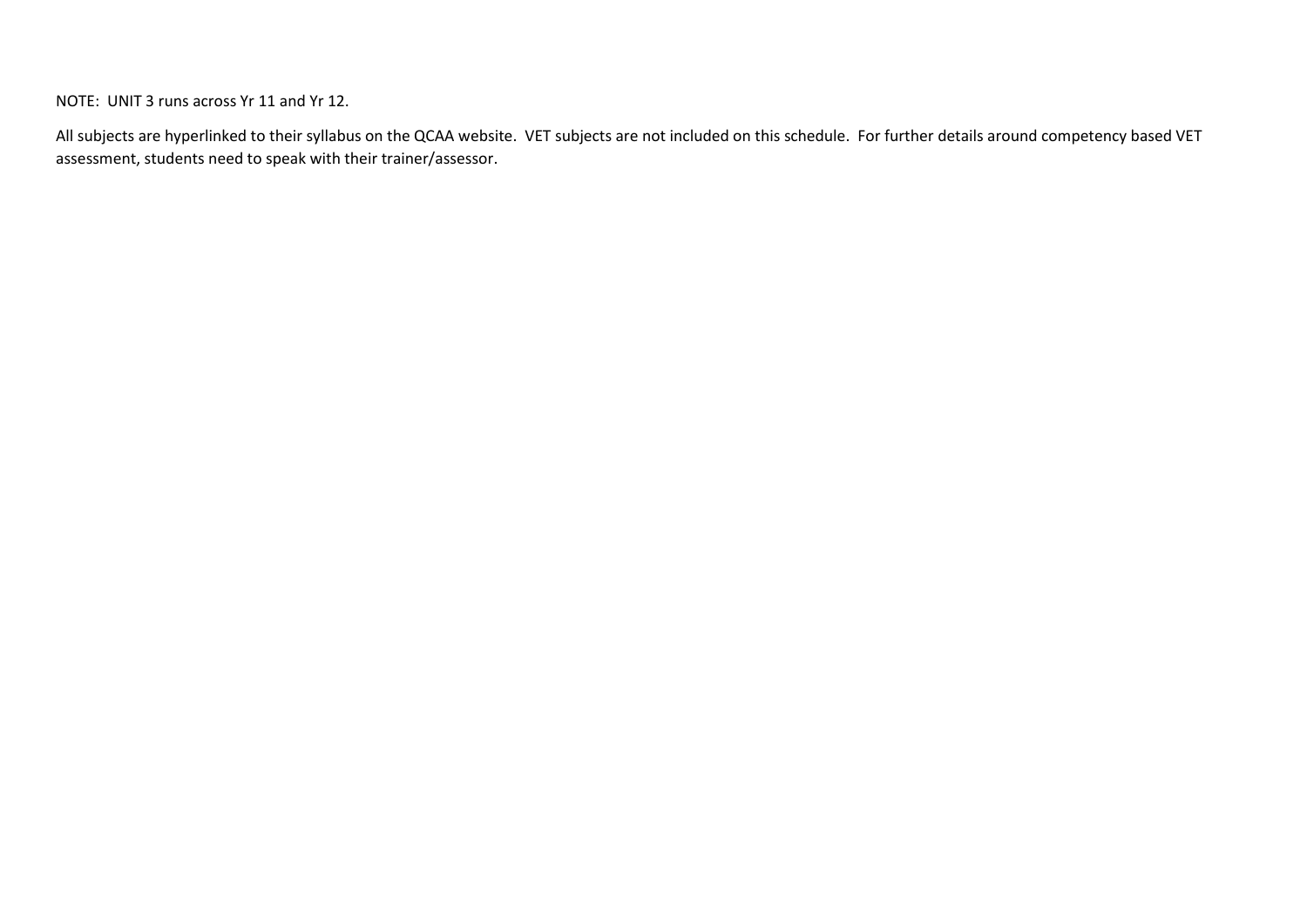NOTE: UNIT 3 runs across Yr 11 and Yr 12.

All subjects are hyperlinked to their syllabus on the QCAA website. VET subjects are not included on this schedule. For further details around competency based VET assessment, students need to speak with their trainer/assessor.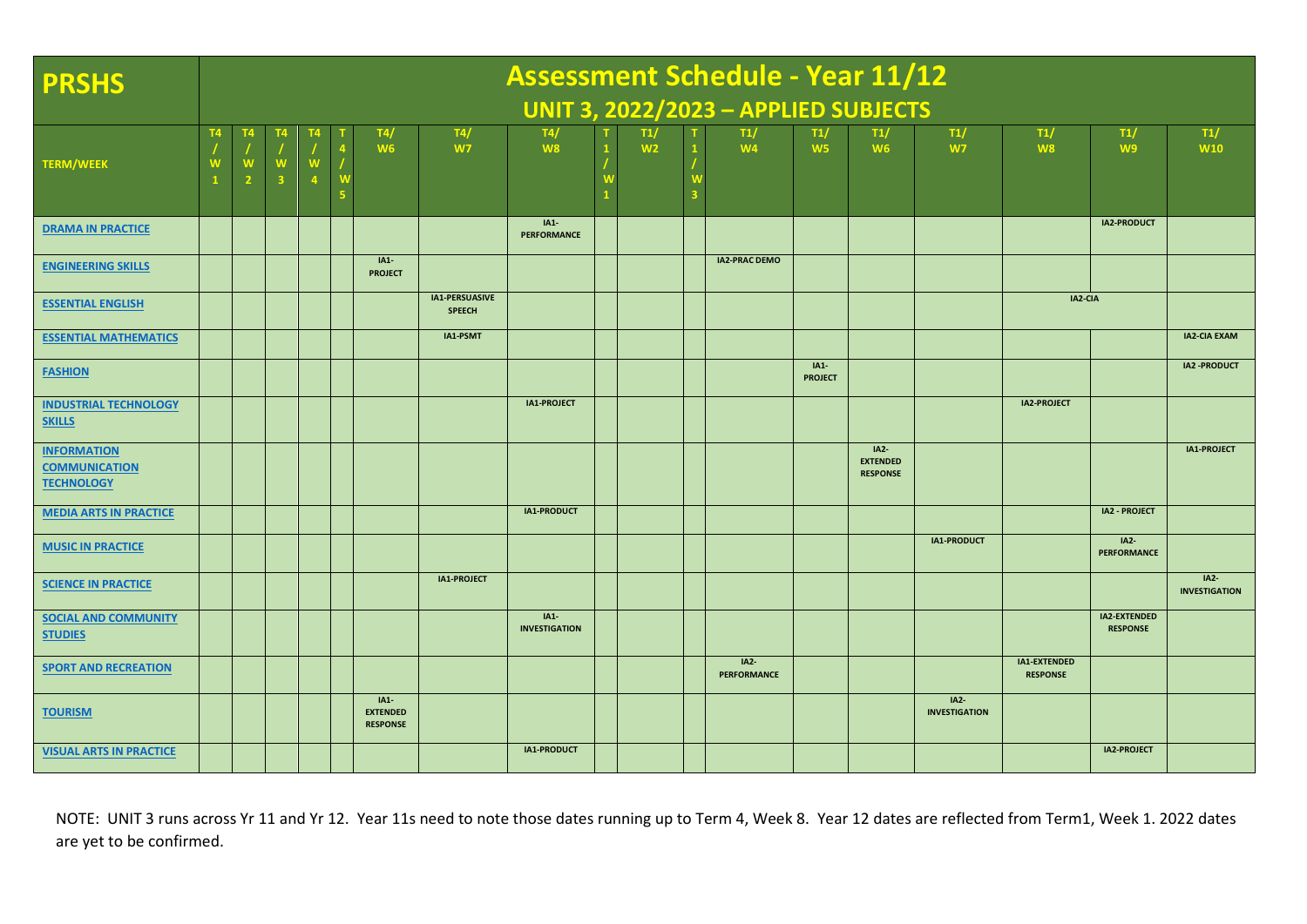# PRSHS

## Assessment Schedule - Year 11/12

### UNIT 3, 2022/2023 – APPLIED SUBJECTS

| TERM/WEEK | T4/W1 | T4/W2 | T4/W3 | T4/W4 | T4/W5 | T4/W6 | T4/W7 | T4/W8 | T1/W1 | T1/W2 | T1/W3 | T1/W4 | T1/W5 | T1/W6 | T1/W7 | T1/W8 | T1/W9 | T1/W10 |
|---|---|---|---|---|---|---|---|---|---|---|---|---|---|---|---|---|---|---|
| DRAMA IN PRACTICE | | | | | | | | IA1-PERFORMANCE | | | | | | | | | IA2-PRODUCT | |
| ENGINEERING SKILLS | | | | | | IA1-PROJECT | | | | | | IA2-PRAC DEMO | | | | | | |
| ESSENTIAL ENGLISH | | | | | | | IA1-PERSUASIVE SPEECH | | | | | | | | | IA2-CIA | | |
| ESSENTIAL MATHEMATICS | | | | | | | IA1-PSMT | | | | | | | | | | | IA2-CIA EXAM |
| FASHION | | | | | | | | | | | | | IA1-PROJECT | | | | | IA2 -PRODUCT |
| INDUSTRIAL TECHNOLOGY SKILLS | | | | | | | | IA1-PROJECT | | | | | | | | IA2-PROJECT | | |
| INFORMATION COMMUNICATION TECHNOLOGY | | | | | | | | | | | | | | IA2-EXTENDED RESPONSE | | | | IA1-PROJECT |
| MEDIA ARTS IN PRACTICE | | | | | | | | IA1-PRODUCT | | | | | | | | | IA2 - PROJECT | |
| MUSIC IN PRACTICE | | | | | | | | | | | | | | | IA1-PRODUCT | | IA2-PERFORMANCE | |
| SCIENCE IN PRACTICE | | | | | | | IA1-PROJECT | | | | | | | | | | | IA2-INVESTIGATION |
| SOCIAL AND COMMUNITY STUDIES | | | | | | | | IA1-INVESTIGATION | | | | | | | | | IA2-EXTENDED RESPONSE | |
| SPORT AND RECREATION | | | | | | | | | | | | IA2-PERFORMANCE | | | | IA1-EXTENDED RESPONSE | | |
| TOURISM | | | | | | IA1-EXTENDED RESPONSE | | | | | | | | | IA2-INVESTIGATION | | | |
| VISUAL ARTS IN PRACTICE | | | | | | | | IA1-PRODUCT | | | | | | | | | IA2-PROJECT | |

NOTE: UNIT 3 runs across Yr 11 and Yr 12. Year 11s need to note those dates running up to Term 4, Week 8. Year 12 dates are reflected from Term1, Week 1. 2022 dates are yet to be confirmed.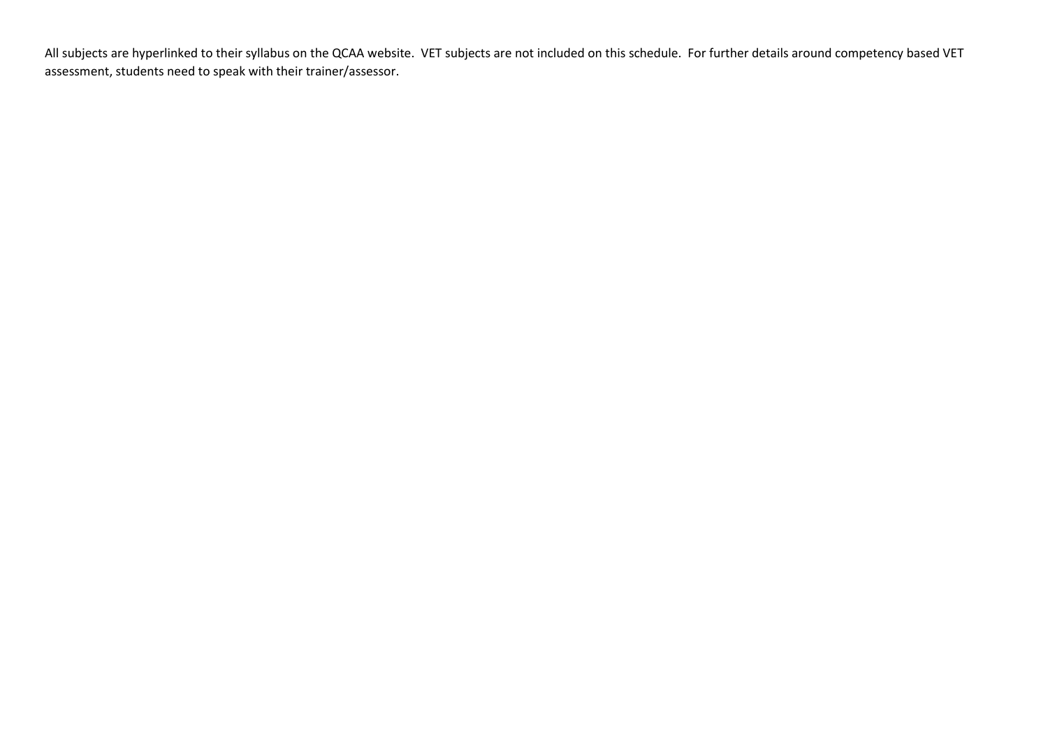All subjects are hyperlinked to their syllabus on the QCAA website. VET subjects are not included on this schedule. For further details around competency based VET assessment, students need to speak with their trainer/assessor.